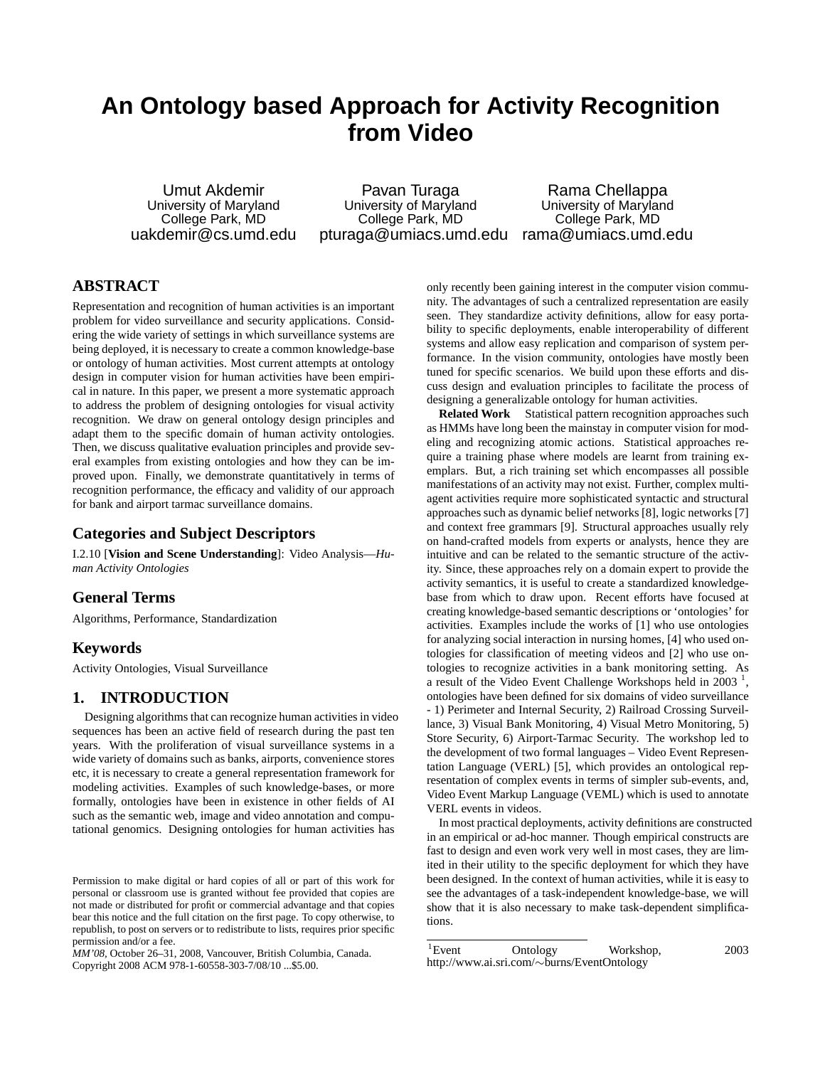# An Ontology based Approach for Activity Recognition from Video

Umut Akdemir
University of Maryland
College Park, MD
uakdemir@cs.umd.edu

Pavan Turaga
University of Maryland
College Park, MD
pturaga@umiacs.umd.edu

Rama Chellappa
University of Maryland
College Park, MD
rama@umiacs.umd.edu

## ABSTRACT

Representation and recognition of human activities is an important problem for video surveillance and security applications. Considering the wide variety of settings in which surveillance systems are being deployed, it is necessary to create a common knowledge-base or ontology of human activities. Most current attempts at ontology design in computer vision for human activities have been empirical in nature. In this paper, we present a more systematic approach to address the problem of designing ontologies for visual activity recognition. We draw on general ontology design principles and adapt them to the specific domain of human activity ontologies. Then, we discuss qualitative evaluation principles and provide several examples from existing ontologies and how they can be improved upon. Finally, we demonstrate quantitatively in terms of recognition performance, the efficacy and validity of our approach for bank and airport tarmac surveillance domains.

## Categories and Subject Descriptors

I.2.10 [**Vision and Scene Understanding**]: Video Analysis—*Human Activity Ontologies*

## General Terms

Algorithms, Performance, Standardization

## Keywords

Activity Ontologies, Visual Surveillance

## 1. INTRODUCTION

Designing algorithms that can recognize human activities in video sequences has been an active field of research during the past ten years. With the proliferation of visual surveillance systems in a wide variety of domains such as banks, airports, convenience stores etc, it is necessary to create a general representation framework for modeling activities. Examples of such knowledge-bases, or more formally, ontologies have been in existence in other fields of AI such as the semantic web, image and video annotation and computational genomics. Designing ontologies for human activities has only recently been gaining interest in the computer vision community. The advantages of such a centralized representation are easily seen. They standardize activity definitions, allow for easy portability to specific deployments, enable interoperability of different systems and allow easy replication and comparison of system performance. In the vision community, ontologies have mostly been tuned for specific scenarios. We build upon these efforts and discuss design and evaluation principles to facilitate the process of designing a generalizable ontology for human activities.

**Related Work** Statistical pattern recognition approaches such as HMMs have long been the mainstay in computer vision for modeling and recognizing atomic actions. Statistical approaches require a training phase where models are learnt from training exemplars. But, a rich training set which encompasses all possible manifestations of an activity may not exist. Further, complex multi-agent activities require more sophisticated syntactic and structural approaches such as dynamic belief networks [8], logic networks [7] and context free grammars [9]. Structural approaches usually rely on hand-crafted models from experts or analysts, hence they are intuitive and can be related to the semantic structure of the activity. Since, these approaches rely on a domain expert to provide the activity semantics, it is useful to create a standardized knowledge-base from which to draw upon. Recent efforts have focused at creating knowledge-based semantic descriptions or 'ontologies' for activities. Examples include the works of [1] who use ontologies for analyzing social interaction in nursing homes, [4] who used ontologies for classification of meeting videos and [2] who use ontologies to recognize activities in a bank monitoring setting. As a result of the Video Event Challenge Workshops held in 2003 [1], ontologies have been defined for six domains of video surveillance - 1) Perimeter and Internal Security, 2) Railroad Crossing Surveillance, 3) Visual Bank Monitoring, 4) Visual Metro Monitoring, 5) Store Security, 6) Airport-Tarmac Security. The workshop led to the development of two formal languages – Video Event Representation Language (VERL) [5], which provides an ontological representation of complex events in terms of simpler sub-events, and, Video Event Markup Language (VEML) which is used to annotate VERL events in videos.

In most practical deployments, activity definitions are constructed in an empirical or ad-hoc manner. Though empirical constructs are fast to design and even work very well in most cases, they are limited in their utility to the specific deployment for which they have been designed. In the context of human activities, while it is easy to see the advantages of a task-independent knowledge-base, we will show that it is also necessary to make task-dependent simplifications.

[1] Event Ontology Workshop, 2003 http://www.ai.sri.com/∼burns/EventOntology

Permission to make digital or hard copies of all or part of this work for personal or classroom use is granted without fee provided that copies are not made or distributed for profit or commercial advantage and that copies bear this notice and the full citation on the first page. To copy otherwise, to republish, to post on servers or to redistribute to lists, requires prior specific permission and/or a fee.
*MM'08*, October 26–31, 2008, Vancouver, British Columbia, Canada.
Copyright 2008 ACM 978-1-60558-303-7/08/10 ...$5.00.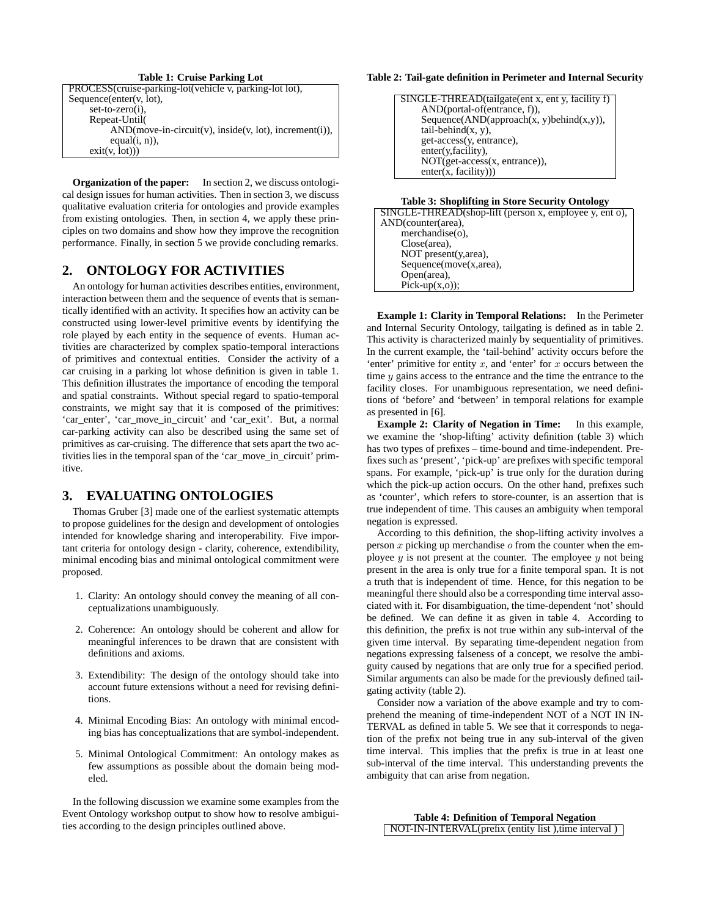**Table 1: Cruise Parking Lot**

```
PROCESS(cruise-parking-lot(vehicle v, parking-lot lot),
Sequence(enter(v, lot),
    set-to-zero(i),
    Repeat-Until(
        AND(move-in-circuit(v), inside(v, lot), increment(i)),
        equal(i, n)),
    exit(v, lot)))
```

**Organization of the paper:** In section 2, we discuss ontological design issues for human activities. Then in section 3, we discuss qualitative evaluation criteria for ontologies and provide examples from existing ontologies. Then, in section 4, we apply these principles on two domains and show how they improve the recognition performance. Finally, in section 5 we provide concluding remarks.

## 2. ONTOLOGY FOR ACTIVITIES

An ontology for human activities describes entities, environment, interaction between them and the sequence of events that is semantically identified with an activity. It specifies how an activity can be constructed using lower-level primitive events by identifying the role played by each entity in the sequence of events. Human activities are characterized by complex spatio-temporal interactions of primitives and contextual entities. Consider the activity of a car cruising in a parking lot whose definition is given in table 1. This definition illustrates the importance of encoding the temporal and spatial constraints. Without special regard to spatio-temporal constraints, we might say that it is composed of the primitives: 'car_enter', 'car_move_in_circuit' and 'car_exit'. But, a normal car-parking activity can also be described using the same set of primitives as car-cruising. The difference that sets apart the two activities lies in the temporal span of the 'car_move_in_circuit' primitive.

## 3. EVALUATING ONTOLOGIES

Thomas Gruber [3] made one of the earliest systematic attempts to propose guidelines for the design and development of ontologies intended for knowledge sharing and interoperability. Five important criteria for ontology design - clarity, coherence, extendibility, minimal encoding bias and minimal ontological commitment were proposed.

1. Clarity: An ontology should convey the meaning of all conceptualizations unambiguously.
2. Coherence: An ontology should be coherent and allow for meaningful inferences to be drawn that are consistent with definitions and axioms.
3. Extendibility: The design of the ontology should take into account future extensions without a need for revising definitions.
4. Minimal Encoding Bias: An ontology with minimal encoding bias has conceptualizations that are symbol-independent.
5. Minimal Ontological Commitment: An ontology makes as few assumptions as possible about the domain being modeled.

In the following discussion we examine some examples from the Event Ontology workshop output to show how to resolve ambiguities according to the design principles outlined above.

**Table 2: Tail-gate definition in Perimeter and Internal Security**

```
SINGLE-THREAD(tailgate(ent x, ent y, facility f)
    AND(portal-of(entrance, f)),
    Sequence(AND(approach(x, y)behind(x,y)),
    tail-behind(x, y),
    get-access(y, entrance),
    enter(y,facility),
    NOT(get-access(x, entrance)),
    enter(x, facility)))
```

**Table 3: Shoplifting in Store Security Ontology**

```
SINGLE-THREAD(shop-lift (person x, employee y, ent o),
AND(counter(area),
    merchandise(o),
    Close(area),
    NOT present(y,area),
    Sequence(move(x,area),
    Open(area),
    Pick-up(x,o));
```

**Example 1: Clarity in Temporal Relations:** In the Perimeter and Internal Security Ontology, tailgating is defined as in table 2. This activity is characterized mainly by sequentiality of primitives. In the current example, the 'tail-behind' activity occurs before the 'enter' primitive for entity $x$, and 'enter' for $x$ occurs between the time $y$ gains access to the entrance and the time the entrance to the facility closes. For unambiguous representation, we need definitions of 'before' and 'between' in temporal relations for example as presented in [6].

**Example 2: Clarity of Negation in Time:** In this example, we examine the 'shop-lifting' activity definition (table 3) which has two types of prefixes – time-bound and time-independent. Prefixes such as 'present', 'pick-up' are prefixes with specific temporal spans. For example, 'pick-up' is true only for the duration during which the pick-up action occurs. On the other hand, prefixes such as 'counter', which refers to store-counter, is an assertion that is true independent of time. This causes an ambiguity when temporal negation is expressed.

According to this definition, the shop-lifting activity involves a person $x$ picking up merchandise $o$ from the counter when the employee $y$ is not present at the counter. The employee $y$ not being present in the area is only true for a finite temporal span. It is not a truth that is independent of time. Hence, for this negation to be meaningful there should also be a corresponding time interval associated with it. For disambiguation, the time-dependent 'not' should be defined. We can define it as given in table 4. According to this definition, the prefix is not true within any sub-interval of the given time interval. By separating time-dependent negation from negations expressing falseness of a concept, we resolve the ambiguity caused by negations that are only true for a specified period. Similar arguments can also be made for the previously defined tailgating activity (table 2).

Consider now a variation of the above example and try to comprehend the meaning of time-independent NOT of a NOT IN INTERVAL as defined in table 5. We see that it corresponds to negation of the prefix not being true in any sub-interval of the given time interval. This implies that the prefix is true in at least one sub-interval of the time interval. This understanding prevents the ambiguity that can arise from negation.

**Table 4: Definition of Temporal Negation**

```
NOT-IN-INTERVAL(prefix (entity list ),time interval )
```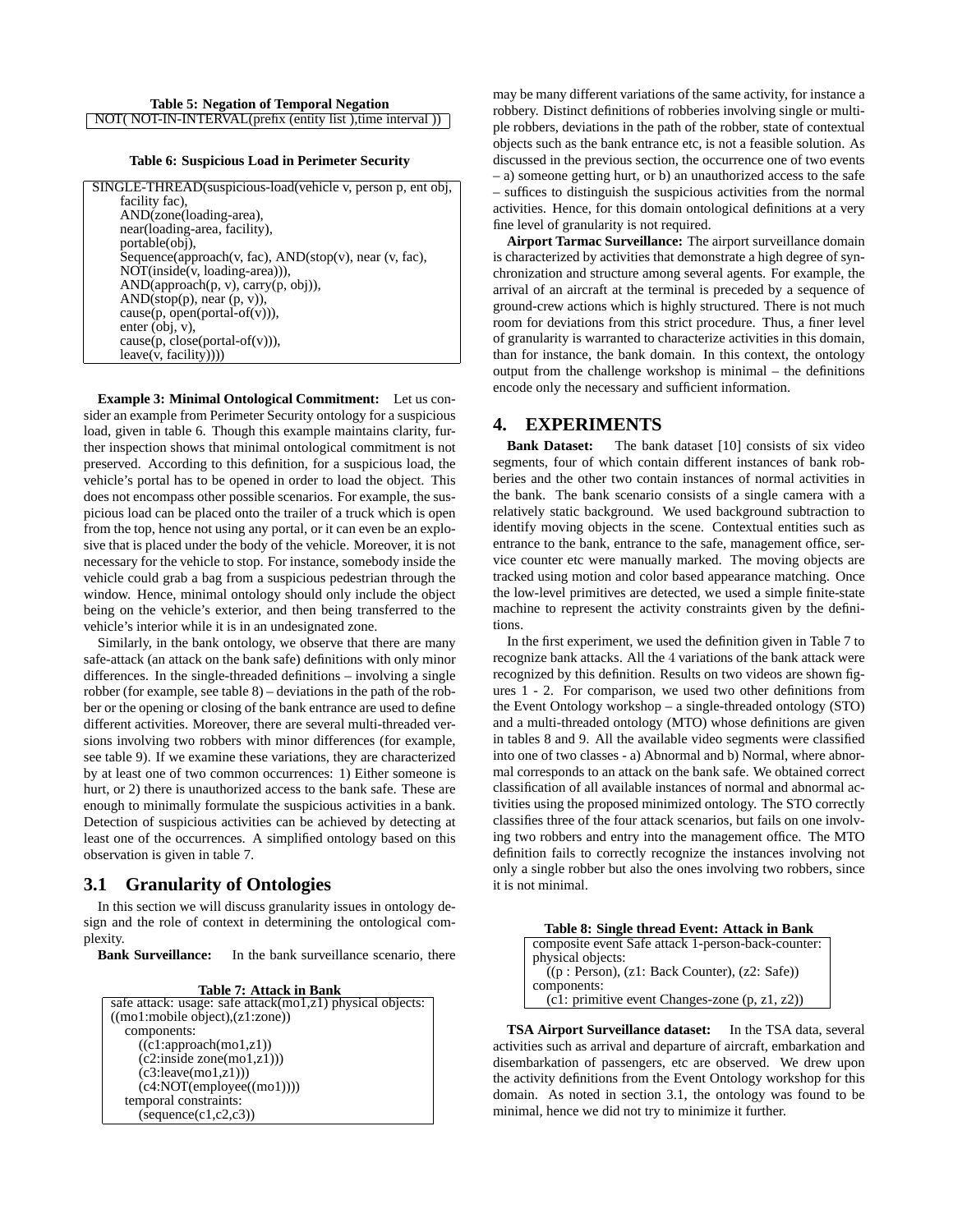**Table 5: Negation of Temporal Negation**

```
NOT( NOT-IN-INTERVAL(prefix (entity list ),time interval ))
```

**Table 6: Suspicious Load in Perimeter Security**

```
SINGLE-THREAD(suspicious-load(vehicle v, person p, ent obj,
    facility fac),
    AND(zone(loading-area),
    near(loading-area, facility),
    portable(obj),
    Sequence(approach(v, fac), AND(stop(v), near (v, fac),
    NOT(inside(v, loading-area))),
    AND(approach(p, v), carry(p, obj)),
    AND(stop(p), near (p, v)),
    cause(p, open(portal-of(v))),
    enter (obj, v),
    cause(p, close(portal-of(v))),
    leave(v, facility))))
```

**Example 3: Minimal Ontological Commitment:** Let us consider an example from Perimeter Security ontology for a suspicious load, given in table 6. Though this example maintains clarity, further inspection shows that minimal ontological commitment is not preserved. According to this definition, for a suspicious load, the vehicle's portal has to be opened in order to load the object. This does not encompass other possible scenarios. For example, the suspicious load can be placed onto the trailer of a truck which is open from the top, hence not using any portal, or it can even be an explosive that is placed under the body of the vehicle. Moreover, it is not necessary for the vehicle to stop. For instance, somebody inside the vehicle could grab a bag from a suspicious pedestrian through the window. Hence, minimal ontology should only include the object being on the vehicle's exterior, and then being transferred to the vehicle's interior while it is in an undesignated zone.

Similarly, in the bank ontology, we observe that there are many safe-attack (an attack on the bank safe) definitions with only minor differences. In the single-threaded definitions – involving a single robber (for example, see table 8) – deviations in the path of the robber or the opening or closing of the bank entrance are used to define different activities. Moreover, there are several multi-threaded versions involving two robbers with minor differences (for example, see table 9). If we examine these variations, they are characterized by at least one of two common occurrences: 1) Either someone is hurt, or 2) there is unauthorized access to the bank safe. These are enough to minimally formulate the suspicious activities in a bank. Detection of suspicious activities can be achieved by detecting at least one of the occurrences. A simplified ontology based on this observation is given in table 7.

## 3.1 Granularity of Ontologies

In this section we will discuss granularity issues in ontology design and the role of context in determining the ontological complexity.

**Bank Surveillance:** In the bank surveillance scenario, there may be many different variations of the same activity, for instance a robbery. Distinct definitions of robberies involving single or multiple robbers, deviations in the path of the robber, state of contextual objects such as the bank entrance etc, is not a feasible solution. As discussed in the previous section, the occurrence one of two events – a) someone getting hurt, or b) an unauthorized access to the safe – suffices to distinguish the suspicious activities from the normal activities. Hence, for this domain ontological definitions at a very fine level of granularity is not required.

**Table 7: Attack in Bank**

```
safe attack: usage: safe attack(mo1,z1) physical objects:
((mo1:mobile object),(z1:zone))
  components:
    ((c1:approach(mo1,z1))
    (c2:inside zone(mo1,z1)))
    (c3:leave(mo1,z1)))
    (c4:NOT(employee((mo1))))
  temporal constraints:
    (sequence(c1,c2,c3))
```

**Airport Tarmac Surveillance:** The airport surveillance domain is characterized by activities that demonstrate a high degree of synchronization and structure among several agents. For example, the arrival of an aircraft at the terminal is preceded by a sequence of ground-crew actions which is highly structured. There is not much room for deviations from this strict procedure. Thus, a finer level of granularity is warranted to characterize activities in this domain, than for instance, the bank domain. In this context, the ontology output from the challenge workshop is minimal – the definitions encode only the necessary and sufficient information.

# 4. EXPERIMENTS

**Bank Dataset:** The bank dataset [10] consists of six video segments, four of which contain different instances of bank robberies and the other two contain instances of normal activities in the bank. The bank scenario consists of a single camera with a relatively static background. We used background subtraction to identify moving objects in the scene. Contextual entities such as entrance to the bank, entrance to the safe, management office, service counter etc were manually marked. The moving objects are tracked using motion and color based appearance matching. Once the low-level primitives are detected, we used a simple finite-state machine to represent the activity constraints given by the definitions.

In the first experiment, we used the definition given in Table 7 to recognize bank attacks. All the 4 variations of the bank attack were recognized by this definition. Results on two videos are shown figures 1 - 2. For comparison, we used two other definitions from the Event Ontology workshop – a single-threaded ontology (STO) and a multi-threaded ontology (MTO) whose definitions are given in tables 8 and 9. All the available video segments were classified into one of two classes - a) Abnormal and b) Normal, where abnormal corresponds to an attack on the bank safe. We obtained correct classification of all available instances of normal and abnormal activities using the proposed minimized ontology. The STO correctly classifies three of the four attack scenarios, but fails on one involving two robbers and entry into the management office. The MTO definition fails to correctly recognize the instances involving not only a single robber but also the ones involving two robbers, since it is not minimal.

**Table 8: Single thread Event: Attack in Bank**

```
composite event Safe attack 1-person-back-counter:
physical objects:
  ((p : Person), (z1: Back Counter), (z2: Safe))
components:
  (c1: primitive event Changes-zone (p, z1, z2))
```

**TSA Airport Surveillance dataset:** In the TSA data, several activities such as arrival and departure of aircraft, embarkation and disembarkation of passengers, etc are observed. We drew upon the activity definitions from the Event Ontology workshop for this domain. As noted in section 3.1, the ontology was found to be minimal, hence we did not try to minimize it further.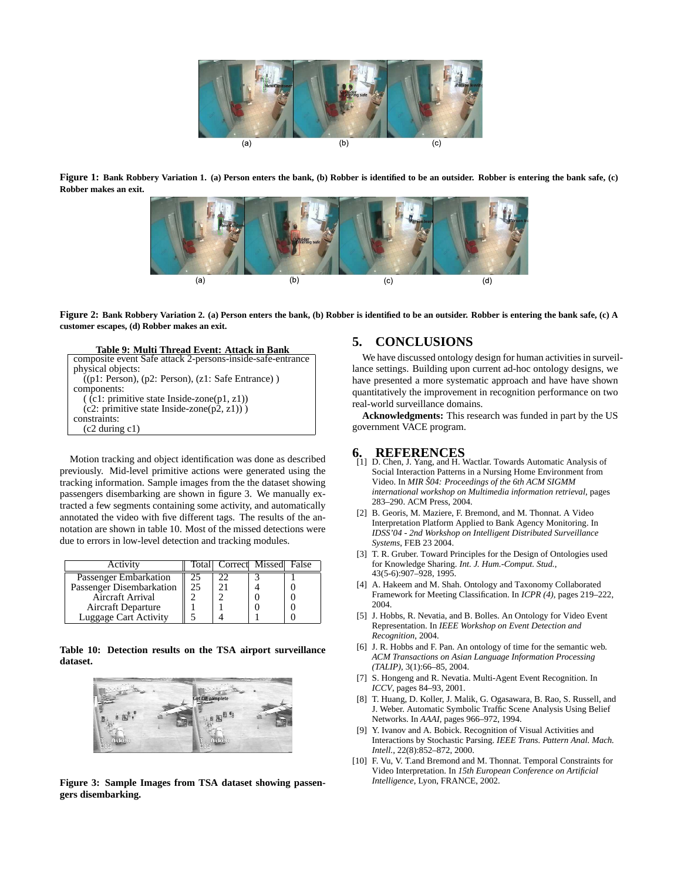Figure 1: **Bank Robbery Variation 1. (a) Person enters the bank, (b) Robber is identified to be an outsider. Robber is entering the bank safe, (c) Robber makes an exit.**

Figure 2: **Bank Robbery Variation 2. (a) Person enters the bank, (b) Robber is identified to be an outsider. Robber is entering the bank safe, (c) A customer escapes, (d) Robber makes an exit.**

**Table 9: Multi Thread Event: Attack in Bank**

```
composite event Safe attack 2-persons-inside-safe-entrance
physical objects:
   ((p1: Person), (p2: Person), (z1: Safe Entrance) )
components:
   ( (c1: primitive state Inside-zone(p1, z1))
   (c2: primitive state Inside-zone(p2, z1)) )
constraints:
   (c2 during c1)
```

Motion tracking and object identification was done as described previously. Mid-level primitive actions were generated using the tracking information. Sample images from the the dataset showing passengers disembarking are shown in figure 3. We manually extracted a few segments containing some activity, and automatically annotated the video with five different tags. The results of the annotation are shown in table 10. Most of the missed detections were due to errors in low-level detection and tracking modules.

| Activity | Total | Correct | Missed | False |
|---|---|---|---|---|
| Passenger Embarkation | 25 | 22 | 3 | 1 |
| Passenger Disembarkation | 25 | 21 | 4 | 0 |
| Aircraft Arrival | 2 | 2 | 0 | 0 |
| Aircraft Departure | 1 | 1 | 0 | 0 |
| Luggage Cart Activity | 5 | 4 | 1 | 0 |

**Table 10: Detection results on the TSA airport surveillance dataset.**

**Figure 3: Sample Images from TSA dataset showing passengers disembarking.**

## 5. CONCLUSIONS

We have discussed ontology design for human activities in surveillance settings. Building upon current ad-hoc ontology designs, we have presented a more systematic approach and have have shown quantitatively the improvement in recognition performance on two real-world surveillance domains.

**Acknowledgments:** This research was funded in part by the US government VACE program.

## 6. REFERENCES

[1] D. Chen, J. Yang, and H. Wactlar. Towards Automatic Analysis of Social Interaction Patterns in a Nursing Home Environment from Video. In *MIR Š04: Proceedings of the 6th ACM SIGMM international workshop on Multimedia information retrieval*, pages 283–290. ACM Press, 2004.

[2] B. Georis, M. Maziere, F. Bremond, and M. Thonnat. A Video Interpretation Platform Applied to Bank Agency Monitoring. In *IDSS'04 - 2nd Workshop on Intelligent Distributed Surveillance Systems*, FEB 23 2004.

[3] T. R. Gruber. Toward Principles for the Design of Ontologies used for Knowledge Sharing. *Int. J. Hum.-Comput. Stud.*, 43(5-6):907–928, 1995.

[4] A. Hakeem and M. Shah. Ontology and Taxonomy Collaborated Framework for Meeting Classification. In *ICPR (4)*, pages 219–222, 2004.

[5] J. Hobbs, R. Nevatia, and B. Bolles. An Ontology for Video Event Representation. In *IEEE Workshop on Event Detection and Recognition*, 2004.

[6] J. R. Hobbs and F. Pan. An ontology of time for the semantic web. *ACM Transactions on Asian Language Information Processing (TALIP)*, 3(1):66–85, 2004.

[7] S. Hongeng and R. Nevatia. Multi-Agent Event Recognition. In *ICCV*, pages 84–93, 2001.

[8] T. Huang, D. Koller, J. Malik, G. Ogasawara, B. Rao, S. Russell, and J. Weber. Automatic Symbolic Traffic Scene Analysis Using Belief Networks. In *AAAI*, pages 966–972, 1994.

[9] Y. Ivanov and A. Bobick. Recognition of Visual Activities and Interactions by Stochastic Parsing. *IEEE Trans. Pattern Anal. Mach. Intell.*, 22(8):852–872, 2000.

[10] F. Vu, V. T.and Bremond and M. Thonnat. Temporal Constraints for Video Interpretation. In *15th European Conference on Artificial Intelligence*, Lyon, FRANCE, 2002.